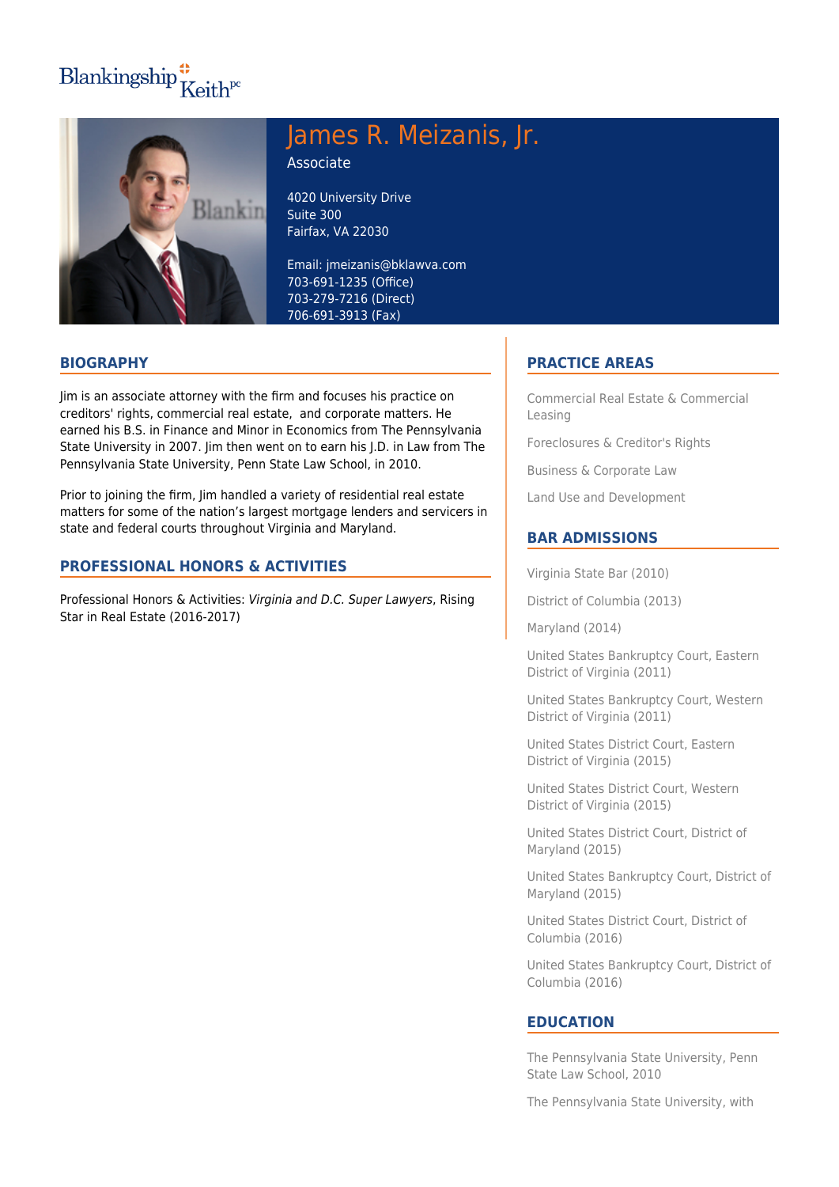Blankingship Keith pc

# James R. Meizanis, Jr.

Associate

4020 University Drive
Suite 300
Fairfax, VA 22030

Email: jmeizanis@bklawva.com
703-691-1235 (Office)
703-279-7216 (Direct)
706-691-3913 (Fax)

## BIOGRAPHY

Jim is an associate attorney with the firm and focuses his practice on creditors' rights, commercial real estate, and corporate matters. He earned his B.S. in Finance and Minor in Economics from The Pennsylvania State University in 2007. Jim then went on to earn his J.D. in Law from The Pennsylvania State University, Penn State Law School, in 2010.

Prior to joining the firm, Jim handled a variety of residential real estate matters for some of the nation's largest mortgage lenders and servicers in state and federal courts throughout Virginia and Maryland.

## PROFESSIONAL HONORS & ACTIVITIES

Professional Honors & Activities: *Virginia and D.C. Super Lawyers*, Rising Star in Real Estate (2016-2017)

## PRACTICE AREAS

Commercial Real Estate & Commercial Leasing

Foreclosures & Creditor's Rights

Business & Corporate Law

Land Use and Development

## BAR ADMISSIONS

Virginia State Bar (2010)

District of Columbia (2013)

Maryland (2014)

United States Bankruptcy Court, Eastern District of Virginia (2011)

United States Bankruptcy Court, Western District of Virginia (2011)

United States District Court, Eastern District of Virginia (2015)

United States District Court, Western District of Virginia (2015)

United States District Court, District of Maryland (2015)

United States Bankruptcy Court, District of Maryland (2015)

United States District Court, District of Columbia (2016)

United States Bankruptcy Court, District of Columbia (2016)

## EDUCATION

The Pennsylvania State University, Penn State Law School, 2010

The Pennsylvania State University, with